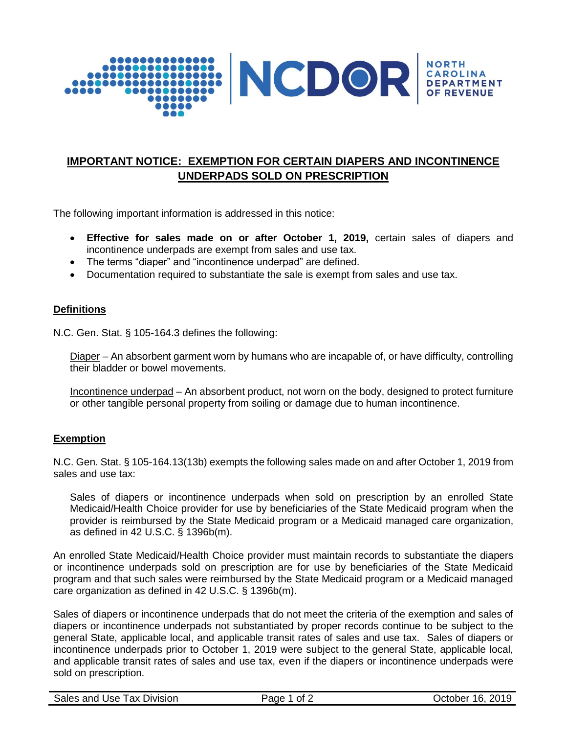NCDOR | NORTH CAROLINA DEPARTMENT OF REVENUE

# IMPORTANT NOTICE: EXEMPTION FOR CERTAIN DIAPERS AND INCONTINENCE UNDERPADS SOLD ON PRESCRIPTION

The following important information is addressed in this notice:

- **Effective for sales made on or after October 1, 2019,** certain sales of diapers and incontinence underpads are exempt from sales and use tax.
- The terms "diaper" and "incontinence underpad" are defined.
- Documentation required to substantiate the sale is exempt from sales and use tax.

## Definitions

N.C. Gen. Stat. § 105-164.3 defines the following:

Diaper – An absorbent garment worn by humans who are incapable of, or have difficulty, controlling their bladder or bowel movements.

Incontinence underpad – An absorbent product, not worn on the body, designed to protect furniture or other tangible personal property from soiling or damage due to human incontinence.

## Exemption

N.C. Gen. Stat. § 105-164.13(13b) exempts the following sales made on and after October 1, 2019 from sales and use tax:

Sales of diapers or incontinence underpads when sold on prescription by an enrolled State Medicaid/Health Choice provider for use by beneficiaries of the State Medicaid program when the provider is reimbursed by the State Medicaid program or a Medicaid managed care organization, as defined in 42 U.S.C. § 1396b(m).

An enrolled State Medicaid/Health Choice provider must maintain records to substantiate the diapers or incontinence underpads sold on prescription are for use by beneficiaries of the State Medicaid program and that such sales were reimbursed by the State Medicaid program or a Medicaid managed care organization as defined in 42 U.S.C. § 1396b(m).

Sales of diapers or incontinence underpads that do not meet the criteria of the exemption and sales of diapers or incontinence underpads not substantiated by proper records continue to be subject to the general State, applicable local, and applicable transit rates of sales and use tax. Sales of diapers or incontinence underpads prior to October 1, 2019 were subject to the general State, applicable local, and applicable transit rates of sales and use tax, even if the diapers or incontinence underpads were sold on prescription.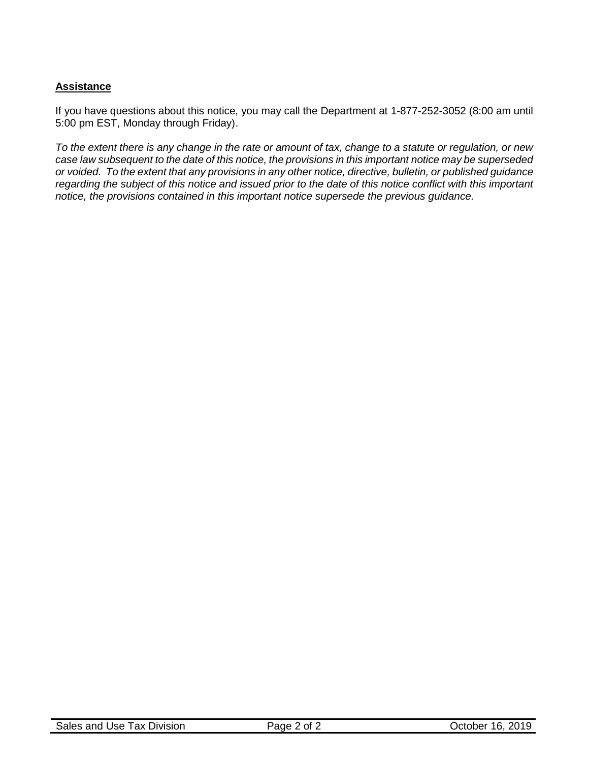**Assistance**

If you have questions about this notice, you may call the Department at 1-877-252-3052 (8:00 am until 5:00 pm EST, Monday through Friday).

*To the extent there is any change in the rate or amount of tax, change to a statute or regulation, or new case law subsequent to the date of this notice, the provisions in this important notice may be superseded or voided. To the extent that any provisions in any other notice, directive, bulletin, or published guidance regarding the subject of this notice and issued prior to the date of this notice conflict with this important notice, the provisions contained in this important notice supersede the previous guidance.*